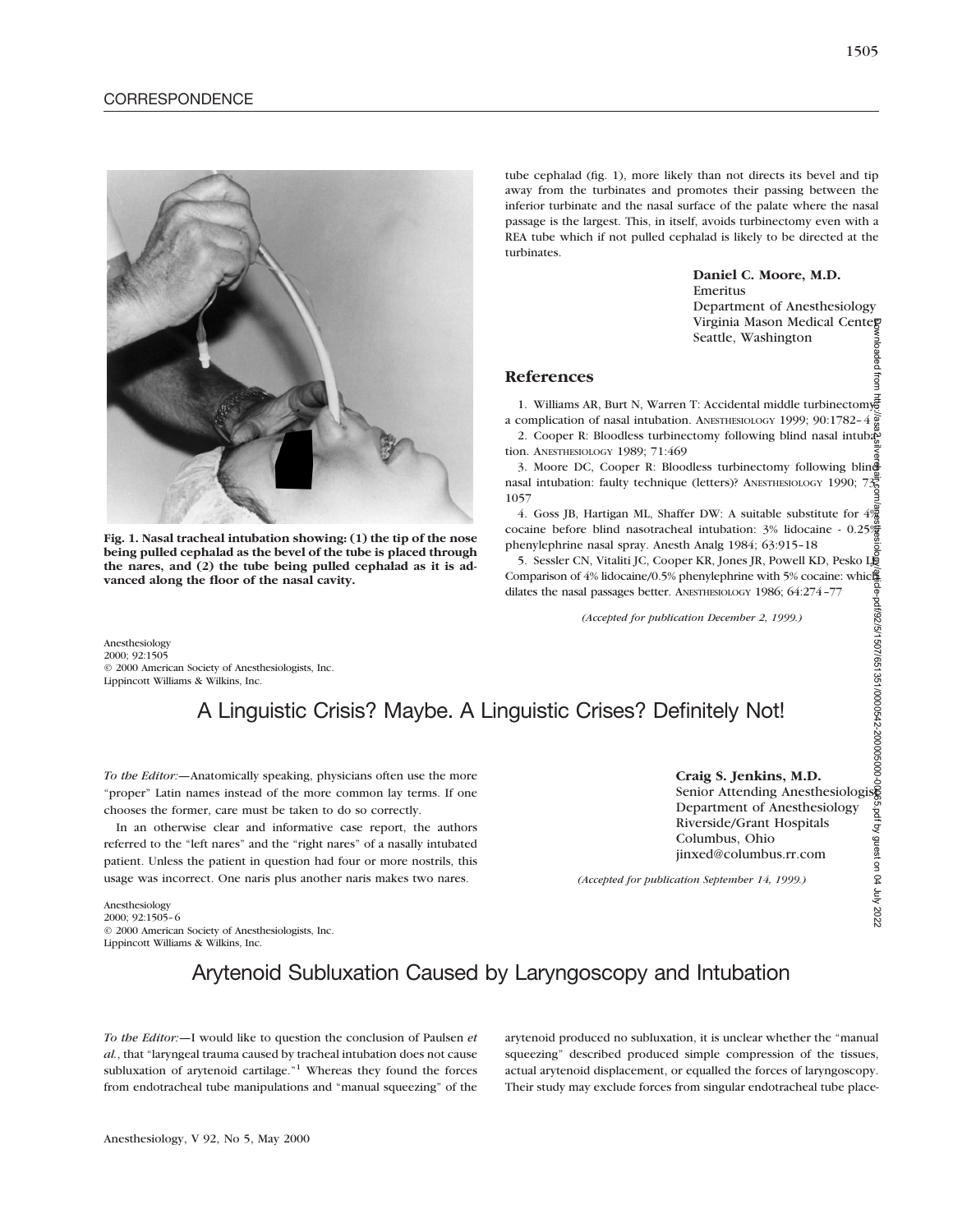Fig. 1. Nasal tracheal intubation showing: (1) the tip of the nose being pulled cephalad as the bevel of the tube is placed through the nares, and (2) the tube being pulled cephalad as it is advanced along the floor of the nasal cavity.

tube cephalad (fig. 1), more likely than not directs its bevel and tip away from the turbinates and promotes their passing between the inferior turbinate and the nasal surface of the palate where the nasal passage is the largest. This, in itself, avoids turbinectomy even with a REA tube which if not pulled cephalad is likely to be directed at the turbinates.

**Daniel C. Moore, M.D.**
Emeritus
Department of Anesthesiology
Virginia Mason Medical Center
Seattle, Washington

## References

1. Williams AR, Burt N, Warren T: Accidental middle turbinectomy: a complication of nasal intubation. ANESTHESIOLOGY 1999; 90:1782–4
2. Cooper R: Bloodless turbinectomy following blind nasal intubation. ANESTHESIOLOGY 1989; 71:469
3. Moore DC, Cooper R: Bloodless turbinectomy following blind nasal intubation: faulty technique (letters)? ANESTHESIOLOGY 1990; 73:1057
4. Goss JB, Hartigan ML, Shaffer DW: A suitable substitute for 4% cocaine before blind nasotracheal intubation: 3% lidocaine - 0.25% phenylephrine nasal spray. Anesth Analg 1984; 63:915–18
5. Sessler CN, Vitaliti JC, Cooper KR, Jones JR, Powell KD, Pesko LJ: Comparison of 4% lidocaine/0.5% phenylephrine with 5% cocaine: which dilates the nasal passages better. ANESTHESIOLOGY 1986; 64:274–77

*(Accepted for publication December 2, 1999.)*

Anesthesiology
2000; 92:1505
© 2000 American Society of Anesthesiologists, Inc.
Lippincott Williams & Wilkins, Inc.

# A Linguistic Crisis? Maybe. A Linguistic Crises? Definitely Not!

*To the Editor:*—Anatomically speaking, physicians often use the more "proper" Latin names instead of the more common lay terms. If one chooses the former, care must be taken to do so correctly.

In an otherwise clear and informative case report, the authors referred to the "left nares" and the "right nares" of a nasally intubated patient. Unless the patient in question had four or more nostrils, this usage was incorrect. One naris plus another naris makes two nares.

**Craig S. Jenkins, M.D.**
Senior Attending Anesthesiologist
Department of Anesthesiology
Riverside/Grant Hospitals
Columbus, Ohio
jinxed@columbus.rr.com

*(Accepted for publication September 14, 1999.)*

Anesthesiology
2000; 92:1505–6
© 2000 American Society of Anesthesiologists, Inc.
Lippincott Williams & Wilkins, Inc.

# Arytenoid Subluxation Caused by Laryngoscopy and Intubation

*To the Editor:*—I would like to question the conclusion of Paulsen *et al.*, that "laryngeal trauma caused by tracheal intubation does not cause subluxation of arytenoid cartilage."[1] Whereas they found the forces from endotracheal tube manipulations and "manual squeezing" of the arytenoid produced no subluxation, it is unclear whether the "manual squeezing" described produced simple compression of the tissues, actual arytenoid displacement, or equalled the forces of laryngoscopy. Their study may exclude forces from singular endotracheal tube place-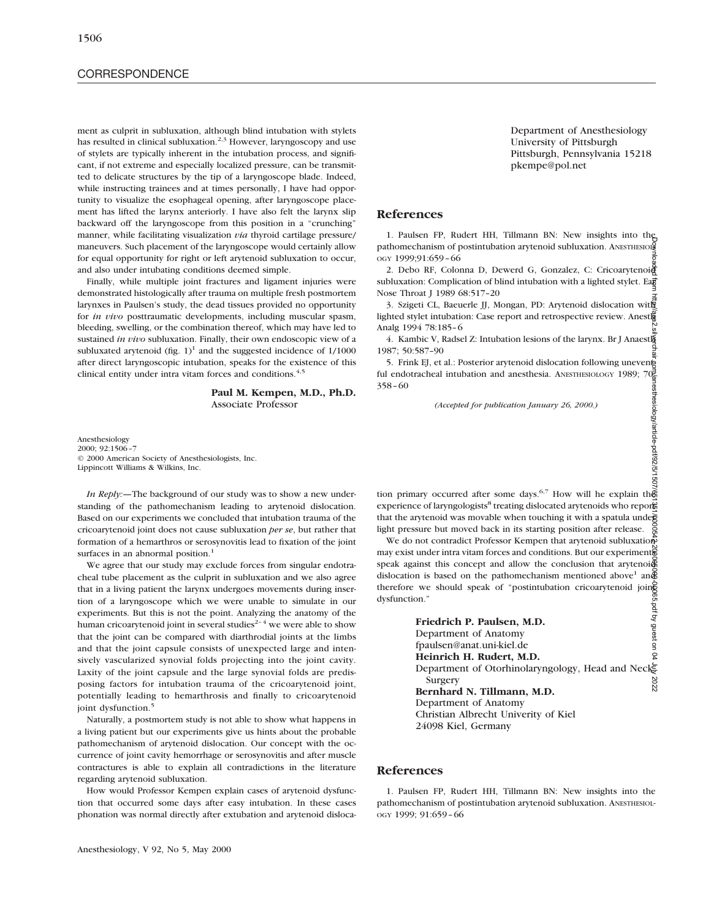ment as culprit in subluxation, although blind intubation with stylets has resulted in clinical subluxation.[2,3] However, laryngoscopy and use of stylets are typically inherent in the intubation process, and significant, if not extreme and especially localized pressure, can be transmitted to delicate structures by the tip of a laryngoscope blade. Indeed, while instructing trainees and at times personally, I have had opportunity to visualize the esophageal opening, after laryngoscope placement has lifted the larynx anteriorly. I have also felt the larynx slip backward off the laryngoscope from this position in a "crunching" manner, while facilitating visualization *via* thyroid cartilage pressure/maneuvers. Such placement of the laryngoscope would certainly allow for equal opportunity for right or left arytenoid subluxation to occur, and also under intubating conditions deemed simple.

Finally, while multiple joint fractures and ligament injuries were demonstrated histologically after trauma on multiple fresh postmortem larynxes in Paulsen's study, the dead tissues provided no opportunity for *in vivo* posttraumatic developments, including muscular spasm, bleeding, swelling, or the combination thereof, which may have led to sustained *in vivo* subluxation. Finally, their own endoscopic view of a subluxated arytenoid (fig. 1)[1] and the suggested incidence of 1/1000 after direct laryngoscopic intubation, speaks for the existence of this clinical entity under intra vitam forces and conditions.[4,5]

**Paul M. Kempen, M.D., Ph.D.**
Associate Professor
Department of Anesthesiology
University of Pittsburgh
Pittsburgh, Pennsylvania 15218
pkempe@pol.net

## References

1. Paulsen FP, Rudert HH, Tillmann BN: New insights into the pathomechanism of postintubation arytenoid subluxation. ANESTHESIOLOGY 1999;91:659–66
2. Debo RF, Colonna D, Dewerd G, Gonzalez, C: Cricoarytenoid subluxation: Complication of blind intubation with a lighted stylet. Ear Nose Throat J 1989 68:517–20
3. Szigeti CL, Baeuerle JJ, Mongan, PD: Arytenoid dislocation with lighted stylet intubation: Case report and retrospective review. Anesth Analg 1994 78:185–6
4. Kambic V, Radsel Z: Intubation lesions of the larynx. Br J Anaesth 1987; 50:587–90
5. Frink EJ, et al.: Posterior arytenoid dislocation following uneventful endotracheal intubation and anesthesia. ANESTHESIOLOGY 1989; 70: 358–60

*(Accepted for publication January 26, 2000.)*

Anesthesiology
2000; 92:1506–7
© 2000 American Society of Anesthesiologists, Inc.
Lippincott Williams & Wilkins, Inc.

*In Reply:*—The background of our study was to show a new understanding of the pathomechanism leading to arytenoid dislocation. Based on our experiments we concluded that intubation trauma of the cricoarytenoid joint does not cause subluxation *per se*, but rather that formation of a hemarthros or serosynovitis lead to fixation of the joint surfaces in an abnormal position.[1]

We agree that our study may exclude forces from singular endotracheal tube placement as the culprit in subluxation and we also agree that in a living patient the larynx undergoes movements during insertion of a laryngoscope which we were unable to simulate in our experiments. But this is not the point. Analyzing the anatomy of the human cricoarytenoid joint in several studies[2–4] we were able to show that the joint can be compared with diarthrodial joints at the limbs and that the joint capsule consists of unexpected large and intensively vascularized synovial folds projecting into the joint cavity. Laxity of the joint capsule and the large synovial folds are predisposing factors for intubation trauma of the cricoarytenoid joint, potentially leading to hemarthrosis and finally to cricoarytenoid joint dysfunction.[5]

Naturally, a postmortem study is not able to show what happens in a living patient but our experiments give us hints about the probable pathomechanism of arytenoid dislocation. Our concept with the occurrence of joint cavity hemorrhage or serosynovitis and after muscle contractures is able to explain all contradictions in the literature regarding arytenoid subluxation.

How would Professor Kempen explain cases of arytenoid dysfunction that occurred some days after easy intubation. In these cases phonation was normal directly after extubation and arytenoid dislocation primary occurred after some days.[6,7] How will he explain the experience of laryngologists[8] treating dislocated arytenoids who report that the arytenoid was movable when touching it with a spatula under light pressure but moved back in its starting position after release.

We do not contradict Professor Kempen that arytenoid subluxation may exist under intra vitam forces and conditions. But our experiments speak against this concept and allow the conclusion that arytenoid dislocation is based on the pathomechanism mentioned above[1] and therefore we should speak of "postintubation cricoarytenoid joint dysfunction."

**Friedrich P. Paulsen, M.D.**
Department of Anatomy
fpaulsen@anat.uni-kiel.de
**Heinrich H. Rudert, M.D.**
Department of Otorhinolaryngology, Head and Neck Surgery
**Bernhard N. Tillmann, M.D.**
Department of Anatomy
Christian Albrecht Univerity of Kiel
24098 Kiel, Germany

## References

1. Paulsen FP, Rudert HH, Tillmann BN: New insights into the pathomechanism of postintubation arytenoid subluxation. ANESTHESIOLOGY 1999; 91:659–66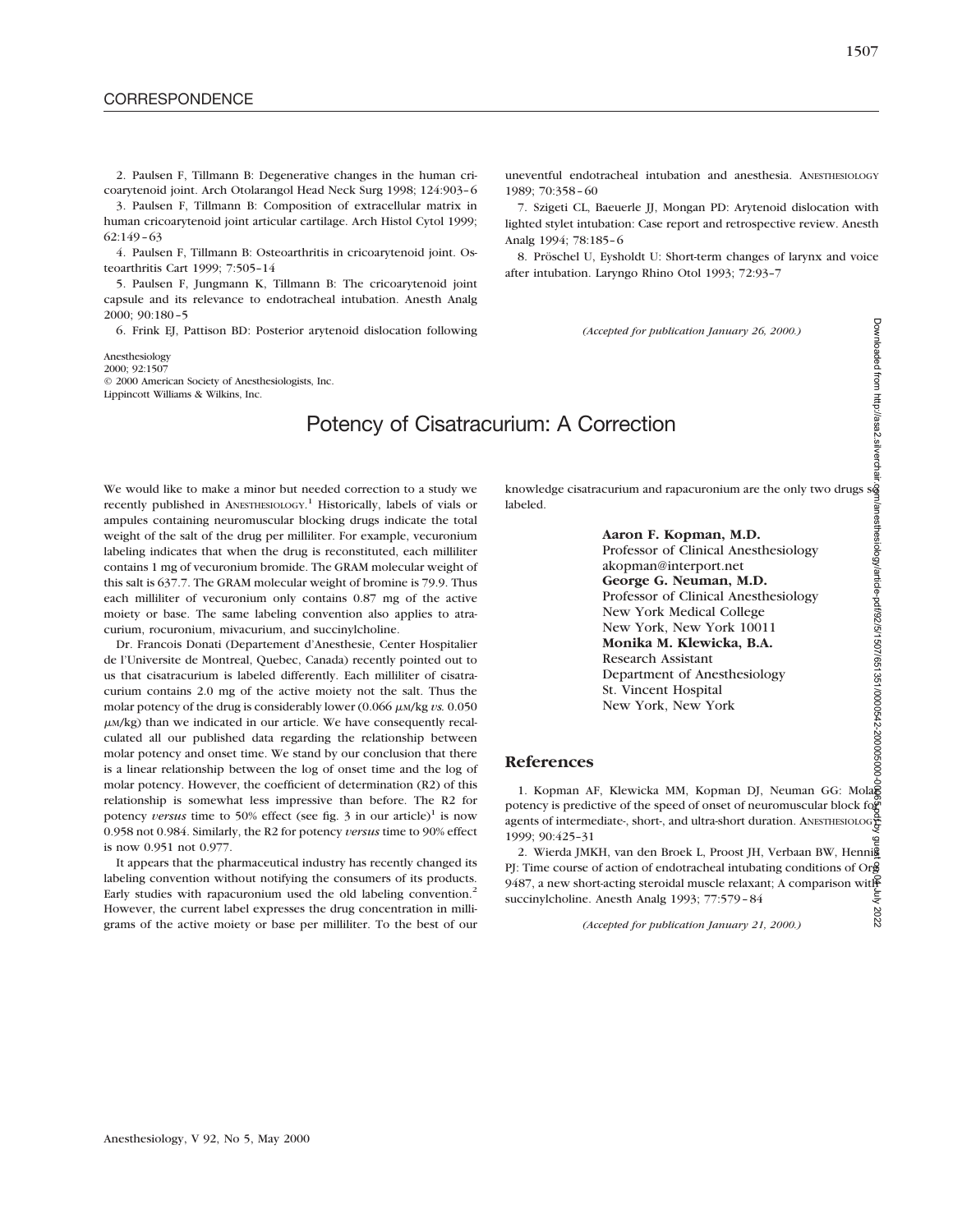2. Paulsen F, Tillmann B: Degenerative changes in the human cricoarytenoid joint. Arch Otolarangol Head Neck Surg 1998; 124:903–6

3. Paulsen F, Tillmann B: Composition of extracellular matrix in human cricoarytenoid joint articular cartilage. Arch Histol Cytol 1999; 62:149–63

4. Paulsen F, Tillmann B: Osteoarthritis in cricoarytenoid joint. Osteoarthritis Cart 1999; 7:505–14

5. Paulsen F, Jungmann K, Tillmann B: The cricoarytenoid joint capsule and its relevance to endotracheal intubation. Anesth Analg 2000; 90:180–5

6. Frink EJ, Pattison BD: Posterior arytenoid dislocation following uneventful endotracheal intubation and anesthesia. ANESTHESIOLOGY 1989; 70:358–60

7. Szigeti CL, Baeuerle JJ, Mongan PD: Arytenoid dislocation with lighted stylet intubation: Case report and retrospective review. Anesth Analg 1994; 78:185–6

8. Pröschel U, Eysholdt U: Short-term changes of larynx and voice after intubation. Laryngo Rhino Otol 1993; 72:93–7

*(Accepted for publication January 26, 2000.)*

Anesthesiology
2000; 92:1507
© 2000 American Society of Anesthesiologists, Inc.
Lippincott Williams & Wilkins, Inc.

# Potency of Cisatracurium: A Correction

We would like to make a minor but needed correction to a study we recently published in ANESTHESIOLOGY.[1] Historically, labels of vials or ampules containing neuromuscular blocking drugs indicate the total weight of the salt of the drug per milliliter. For example, vecuronium labeling indicates that when the drug is reconstituted, each milliliter contains 1 mg of vecuronium bromide. The GRAM molecular weight of this salt is 637.7. The GRAM molecular weight of bromine is 79.9. Thus each milliliter of vecuronium only contains 0.87 mg of the active moiety or base. The same labeling convention also applies to atracurium, rocuronium, mivacurium, and succinylcholine.

Dr. Francois Donati (Departement d'Anesthesie, Center Hospitalier de l'Universite de Montreal, Quebec, Canada) recently pointed out to us that cisatracurium is labeled differently. Each milliliter of cisatracurium contains 2.0 mg of the active moiety not the salt. Thus the molar potency of the drug is considerably lower (0.066 $\mu$M/kg *vs.* 0.050 $\mu$M/kg) than we indicated in our article. We have consequently recalculated all our published data regarding the relationship between molar potency and onset time. We stand by our conclusion that there is a linear relationship between the log of onset time and the log of molar potency. However, the coefficient of determination (R2) of this relationship is somewhat less impressive than before. The R2 for potency *versus* time to 50% effect (see fig. 3 in our article)[1] is now 0.958 not 0.984. Similarly, the R2 for potency *versus* time to 90% effect is now 0.951 not 0.977.

It appears that the pharmaceutical industry has recently changed its labeling convention without notifying the consumers of its products. Early studies with rapacuronium used the old labeling convention.[2] However, the current label expresses the drug concentration in milligrams of the active moiety or base per milliliter. To the best of our knowledge cisatracurium and rapacuronium are the only two drugs so labeled.

**Aaron F. Kopman, M.D.**
Professor of Clinical Anesthesiology
akopman@interport.net
**George G. Neuman, M.D.**
Professor of Clinical Anesthesiology
New York Medical College
New York, New York 10011
**Monika M. Klewicka, B.A.**
Research Assistant
Department of Anesthesiology
St. Vincent Hospital
New York, New York

## References

1. Kopman AF, Klewicka MM, Kopman DJ, Neuman GG: Molar potency is predictive of the speed of onset of neuromuscular block for agents of intermediate-, short-, and ultra-short duration. ANESTHESIOLOGY 1999; 90:425–31

2. Wierda JMKH, van den Broek L, Proost JH, Verbaan BW, Hennis PJ: Time course of action of endotracheal intubating conditions of Org 9487, a new short-acting steroidal muscle relaxant; A comparison with succinylcholine. Anesth Analg 1993; 77:579–84

*(Accepted for publication January 21, 2000.)*